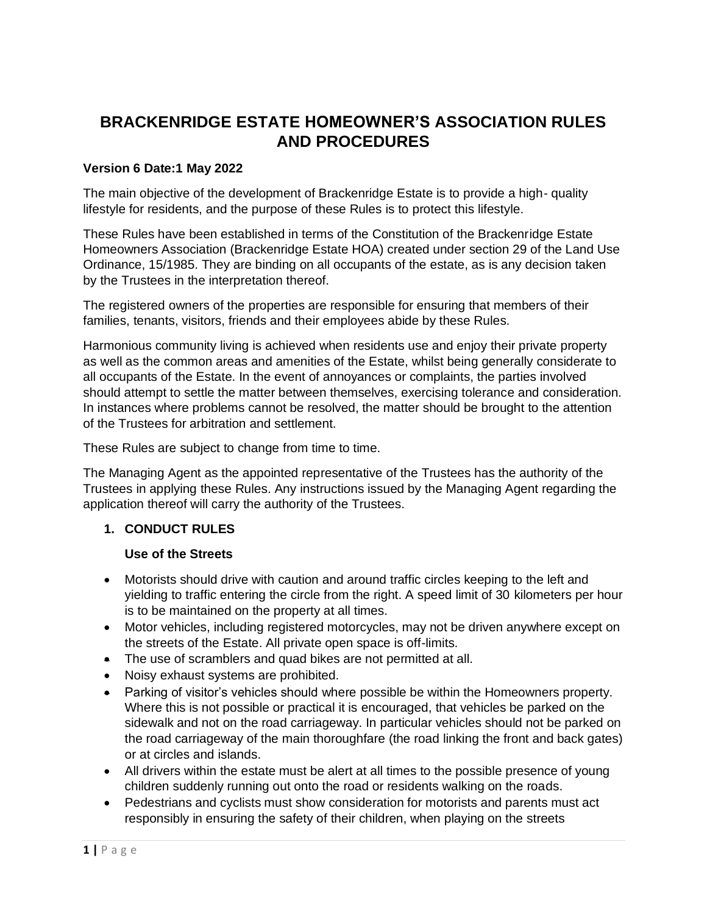# BRACKENRIDGE ESTATE HOMEOWNER'S ASSOCIATION RULES AND PROCEDURES

**Version 6 Date:1 May 2022**

The main objective of the development of Brackenridge Estate is to provide a high- quality lifestyle for residents, and the purpose of these Rules is to protect this lifestyle.

These Rules have been established in terms of the Constitution of the Brackenridge Estate Homeowners Association (Brackenridge Estate HOA) created under section 29 of the Land Use Ordinance, 15/1985. They are binding on all occupants of the estate, as is any decision taken by the Trustees in the interpretation thereof.

The registered owners of the properties are responsible for ensuring that members of their families, tenants, visitors, friends and their employees abide by these Rules.

Harmonious community living is achieved when residents use and enjoy their private property as well as the common areas and amenities of the Estate, whilst being generally considerate to all occupants of the Estate. In the event of annoyances or complaints, the parties involved should attempt to settle the matter between themselves, exercising tolerance and consideration. In instances where problems cannot be resolved, the matter should be brought to the attention of the Trustees for arbitration and settlement.

These Rules are subject to change from time to time.

The Managing Agent as the appointed representative of the Trustees has the authority of the Trustees in applying these Rules. Any instructions issued by the Managing Agent regarding the application thereof will carry the authority of the Trustees.

## 1. CONDUCT RULES

### Use of the Streets

- Motorists should drive with caution and around traffic circles keeping to the left and yielding to traffic entering the circle from the right. A speed limit of 30 kilometers per hour is to be maintained on the property at all times.
- Motor vehicles, including registered motorcycles, may not be driven anywhere except on the streets of the Estate. All private open space is off-limits.
- The use of scramblers and quad bikes are not permitted at all.
- Noisy exhaust systems are prohibited.
- Parking of visitor's vehicles should where possible be within the Homeowners property. Where this is not possible or practical it is encouraged, that vehicles be parked on the sidewalk and not on the road carriageway. In particular vehicles should not be parked on the road carriageway of the main thoroughfare (the road linking the front and back gates) or at circles and islands.
- All drivers within the estate must be alert at all times to the possible presence of young children suddenly running out onto the road or residents walking on the roads.
- Pedestrians and cyclists must show consideration for motorists and parents must act responsibly in ensuring the safety of their children, when playing on the streets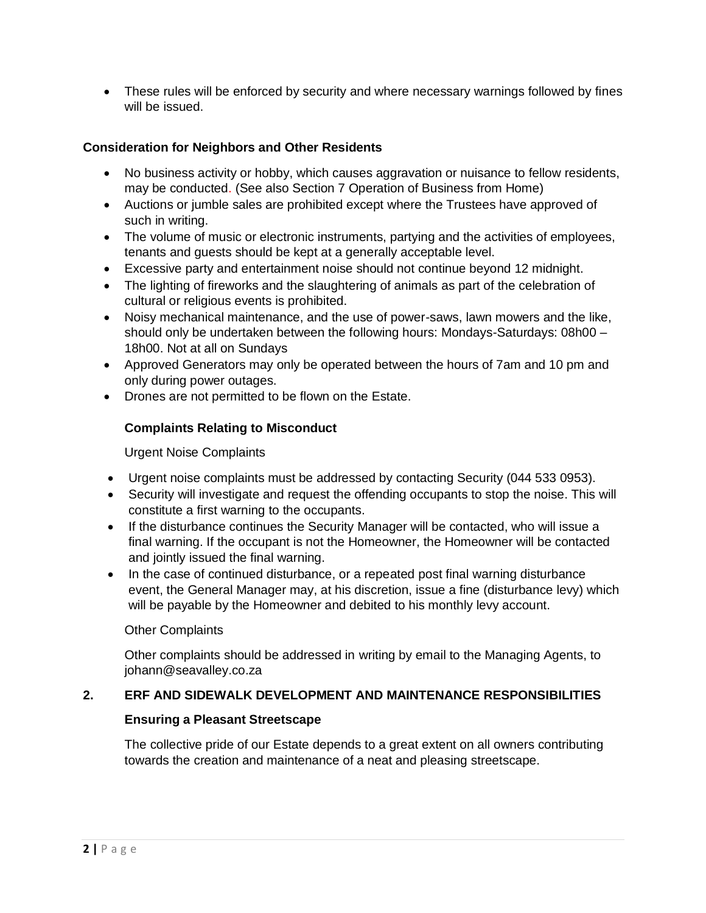- These rules will be enforced by security and where necessary warnings followed by fines will be issued.

**Consideration for Neighbors and Other Residents**

- No business activity or hobby, which causes aggravation or nuisance to fellow residents, may be conducted. (See also Section 7 Operation of Business from Home)
- Auctions or jumble sales are prohibited except where the Trustees have approved of such in writing.
- The volume of music or electronic instruments, partying and the activities of employees, tenants and guests should be kept at a generally acceptable level.
- Excessive party and entertainment noise should not continue beyond 12 midnight.
- The lighting of fireworks and the slaughtering of animals as part of the celebration of cultural or religious events is prohibited.
- Noisy mechanical maintenance, and the use of power-saws, lawn mowers and the like, should only be undertaken between the following hours: Mondays-Saturdays: 08h00 – 18h00. Not at all on Sundays
- Approved Generators may only be operated between the hours of 7am and 10 pm and only during power outages.
- Drones are not permitted to be flown on the Estate.

**Complaints Relating to Misconduct**

Urgent Noise Complaints

- Urgent noise complaints must be addressed by contacting Security (044 533 0953).
- Security will investigate and request the offending occupants to stop the noise. This will constitute a first warning to the occupants.
- If the disturbance continues the Security Manager will be contacted, who will issue a final warning. If the occupant is not the Homeowner, the Homeowner will be contacted and jointly issued the final warning.
- In the case of continued disturbance, or a repeated post final warning disturbance event, the General Manager may, at his discretion, issue a fine (disturbance levy) which will be payable by the Homeowner and debited to his monthly levy account.

Other Complaints

Other complaints should be addressed in writing by email to the Managing Agents, to johann@seavalley.co.za

## 2. ERF AND SIDEWALK DEVELOPMENT AND MAINTENANCE RESPONSIBILITIES

**Ensuring a Pleasant Streetscape**

The collective pride of our Estate depends to a great extent on all owners contributing towards the creation and maintenance of a neat and pleasing streetscape.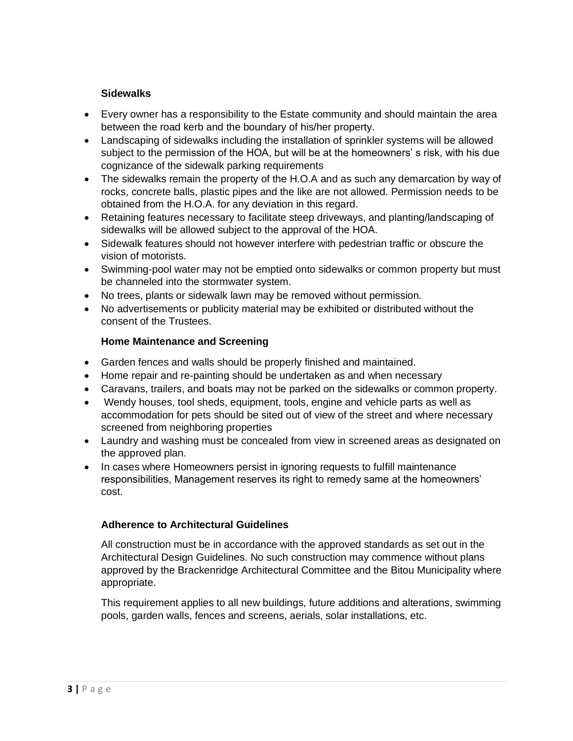### Sidewalks

- Every owner has a responsibility to the Estate community and should maintain the area between the road kerb and the boundary of his/her property.
- Landscaping of sidewalks including the installation of sprinkler systems will be allowed subject to the permission of the HOA, but will be at the homeowners' s risk, with his due cognizance of the sidewalk parking requirements
- The sidewalks remain the property of the H.O.A and as such any demarcation by way of rocks, concrete balls, plastic pipes and the like are not allowed. Permission needs to be obtained from the H.O.A. for any deviation in this regard.
- Retaining features necessary to facilitate steep driveways, and planting/landscaping of sidewalks will be allowed subject to the approval of the HOA.
- Sidewalk features should not however interfere with pedestrian traffic or obscure the vision of motorists.
- Swimming-pool water may not be emptied onto sidewalks or common property but must be channeled into the stormwater system.
- No trees, plants or sidewalk lawn may be removed without permission.
- No advertisements or publicity material may be exhibited or distributed without the consent of the Trustees.

### Home Maintenance and Screening

- Garden fences and walls should be properly finished and maintained.
- Home repair and re-painting should be undertaken as and when necessary
- Caravans, trailers, and boats may not be parked on the sidewalks or common property.
- Wendy houses, tool sheds, equipment, tools, engine and vehicle parts as well as accommodation for pets should be sited out of view of the street and where necessary screened from neighboring properties
- Laundry and washing must be concealed from view in screened areas as designated on the approved plan.
- In cases where Homeowners persist in ignoring requests to fulfill maintenance responsibilities, Management reserves its right to remedy same at the homeowners' cost.

### Adherence to Architectural Guidelines

All construction must be in accordance with the approved standards as set out in the Architectural Design Guidelines. No such construction may commence without plans approved by the Brackenridge Architectural Committee and the Bitou Municipality where appropriate.

This requirement applies to all new buildings, future additions and alterations, swimming pools, garden walls, fences and screens, aerials, solar installations, etc.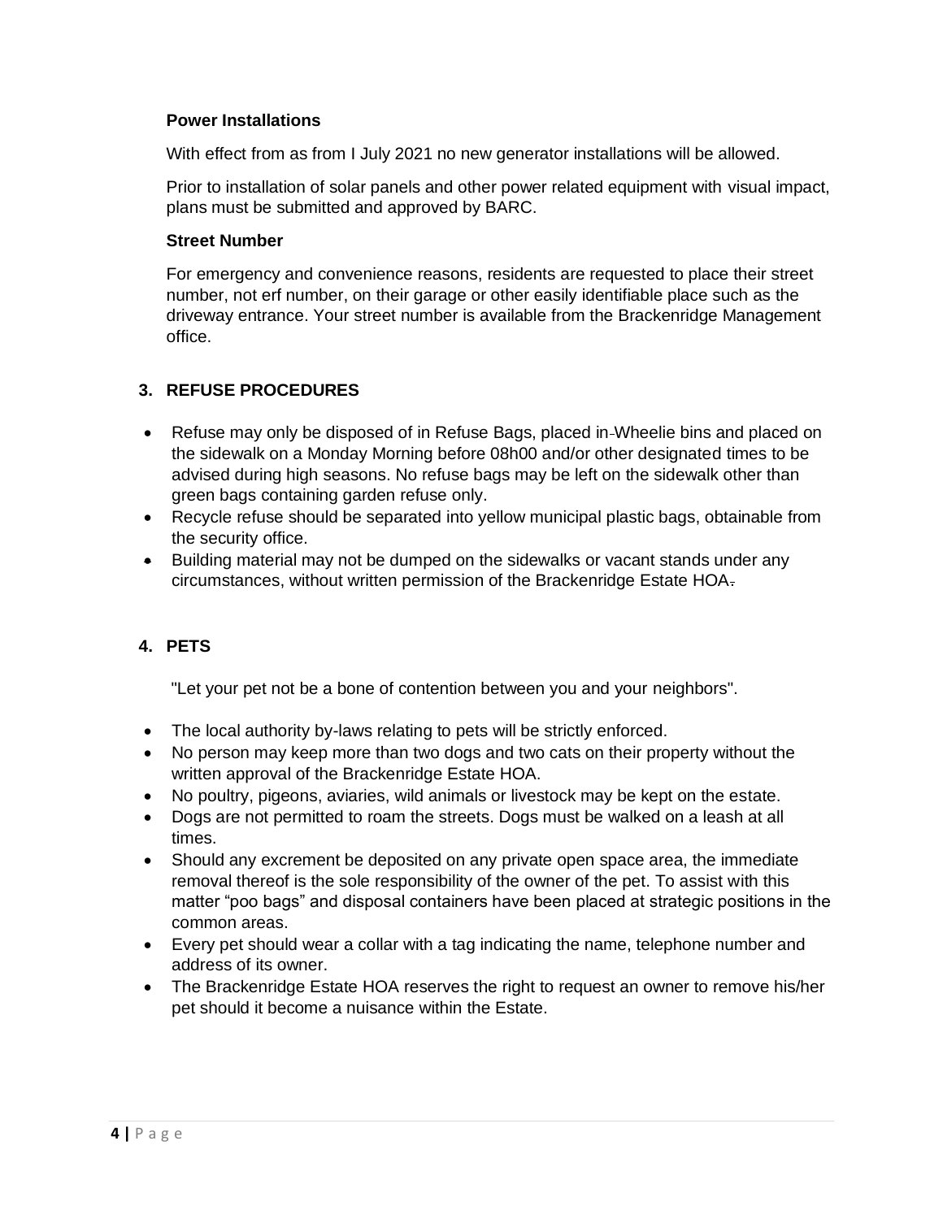**Power Installations**

With effect from as from I July 2021 no new generator installations will be allowed.

Prior to installation of solar panels and other power related equipment with visual impact, plans must be submitted and approved by BARC.

**Street Number**

For emergency and convenience reasons, residents are requested to place their street number, not erf number, on their garage or other easily identifiable place such as the driveway entrance. Your street number is available from the Brackenridge Management office.

## 3. REFUSE PROCEDURES

- Refuse may only be disposed of in Refuse Bags, placed in Wheelie bins and placed on the sidewalk on a Monday Morning before 08h00 and/or other designated times to be advised during high seasons. No refuse bags may be left on the sidewalk other than green bags containing garden refuse only.
- Recycle refuse should be separated into yellow municipal plastic bags, obtainable from the security office.
- Building material may not be dumped on the sidewalks or vacant stands under any circumstances, without written permission of the Brackenridge Estate HOA.

## 4. PETS

"Let your pet not be a bone of contention between you and your neighbors".

- The local authority by-laws relating to pets will be strictly enforced.
- No person may keep more than two dogs and two cats on their property without the written approval of the Brackenridge Estate HOA.
- No poultry, pigeons, aviaries, wild animals or livestock may be kept on the estate.
- Dogs are not permitted to roam the streets. Dogs must be walked on a leash at all times.
- Should any excrement be deposited on any private open space area, the immediate removal thereof is the sole responsibility of the owner of the pet. To assist with this matter "poo bags" and disposal containers have been placed at strategic positions in the common areas.
- Every pet should wear a collar with a tag indicating the name, telephone number and address of its owner.
- The Brackenridge Estate HOA reserves the right to request an owner to remove his/her pet should it become a nuisance within the Estate.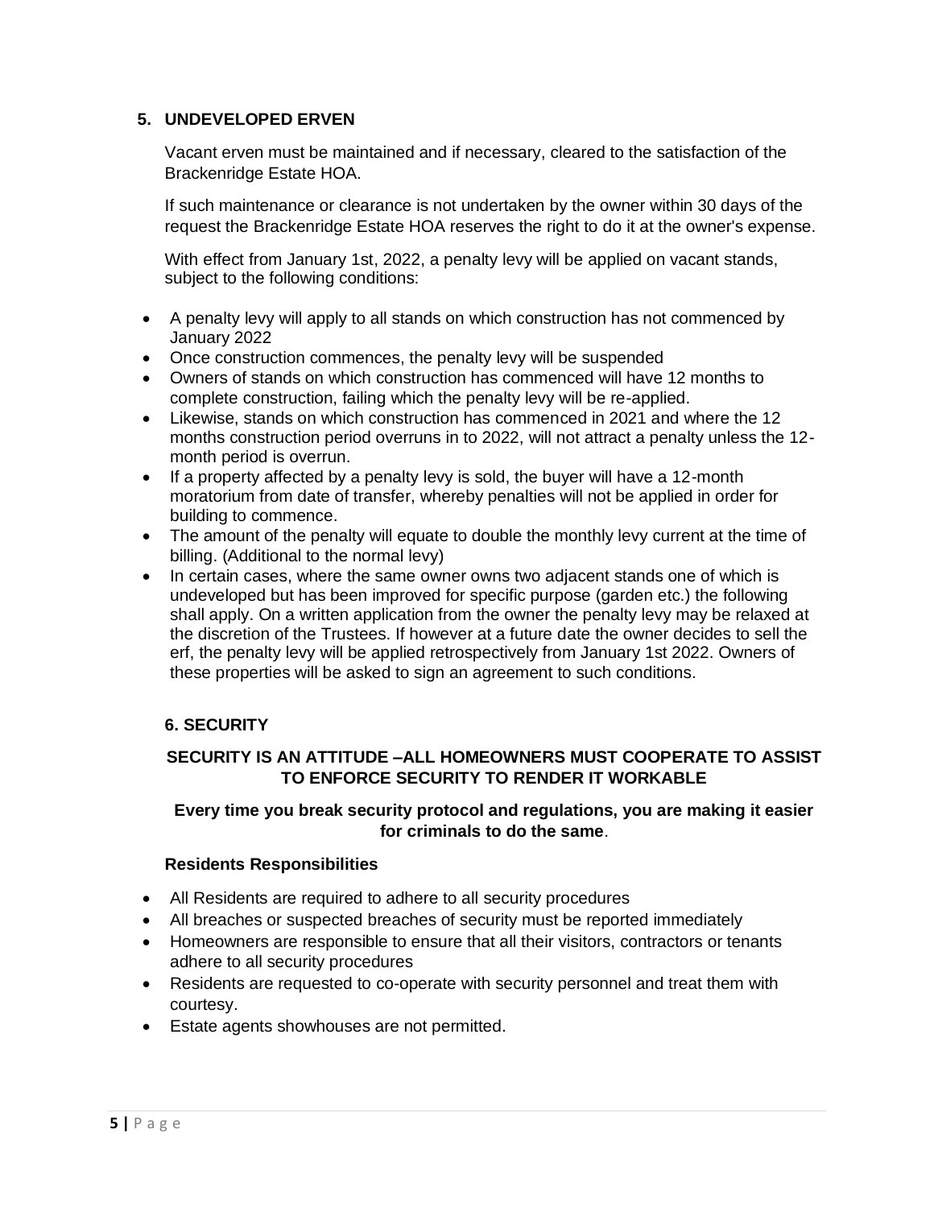## 5. UNDEVELOPED ERVEN

Vacant erven must be maintained and if necessary, cleared to the satisfaction of the Brackenridge Estate HOA.

If such maintenance or clearance is not undertaken by the owner within 30 days of the request the Brackenridge Estate HOA reserves the right to do it at the owner's expense.

With effect from January 1st, 2022, a penalty levy will be applied on vacant stands, subject to the following conditions:

- A penalty levy will apply to all stands on which construction has not commenced by January 2022
- Once construction commences, the penalty levy will be suspended
- Owners of stands on which construction has commenced will have 12 months to complete construction, failing which the penalty levy will be re-applied.
- Likewise, stands on which construction has commenced in 2021 and where the 12 months construction period overruns in to 2022, will not attract a penalty unless the 12-month period is overrun.
- If a property affected by a penalty levy is sold, the buyer will have a 12-month moratorium from date of transfer, whereby penalties will not be applied in order for building to commence.
- The amount of the penalty will equate to double the monthly levy current at the time of billing. (Additional to the normal levy)
- In certain cases, where the same owner owns two adjacent stands one of which is undeveloped but has been improved for specific purpose (garden etc.) the following shall apply. On a written application from the owner the penalty levy may be relaxed at the discretion of the Trustees. If however at a future date the owner decides to sell the erf, the penalty levy will be applied retrospectively from January 1st 2022. Owners of these properties will be asked to sign an agreement to such conditions.

## 6. SECURITY

**SECURITY IS AN ATTITUDE –ALL HOMEOWNERS MUST COOPERATE TO ASSIST TO ENFORCE SECURITY TO RENDER IT WORKABLE**

**Every time you break security protocol and regulations, you are making it easier for criminals to do the same**.

**Residents Responsibilities**

- All Residents are required to adhere to all security procedures
- All breaches or suspected breaches of security must be reported immediately
- Homeowners are responsible to ensure that all their visitors, contractors or tenants adhere to all security procedures
- Residents are requested to co-operate with security personnel and treat them with courtesy.
- Estate agents showhouses are not permitted.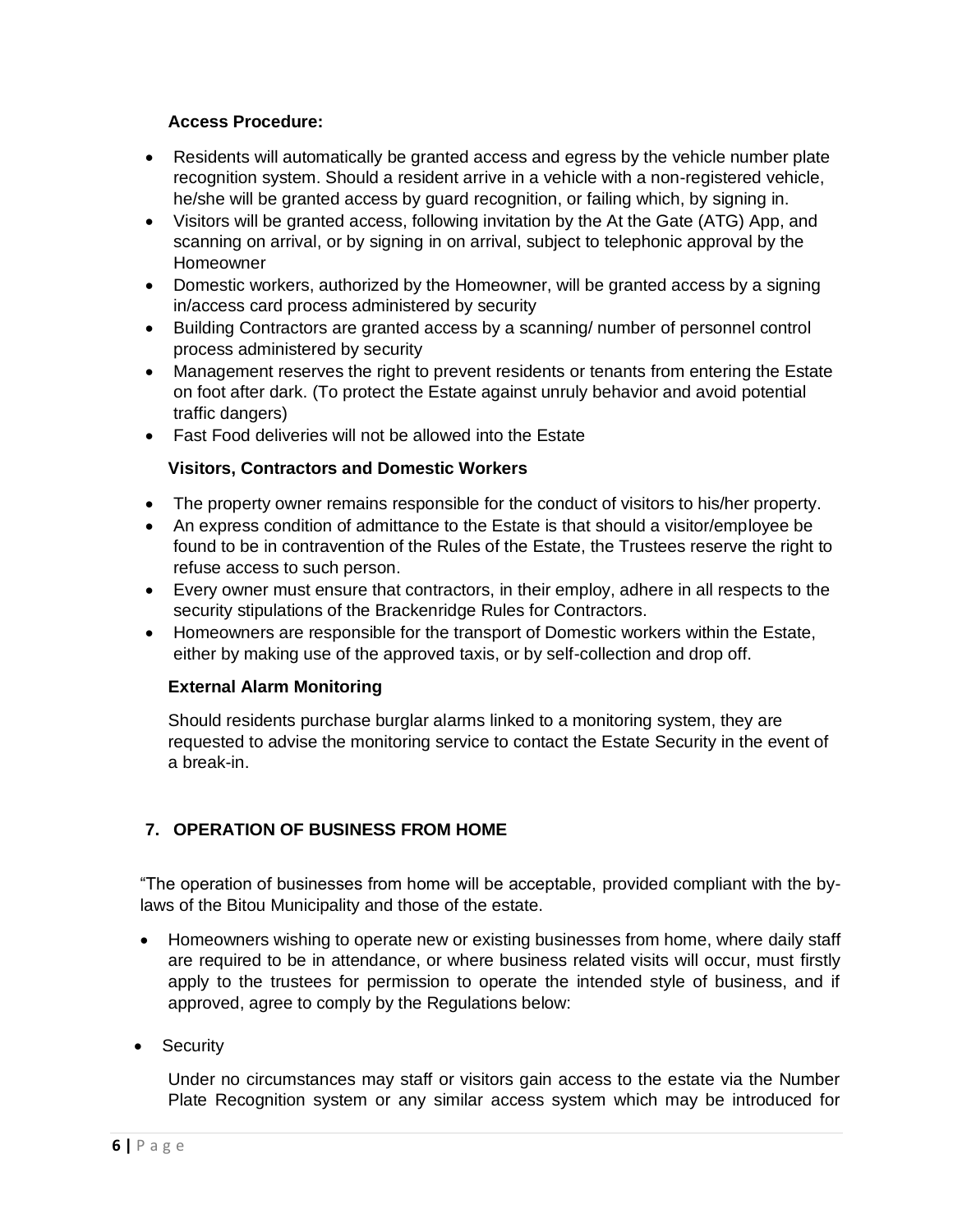**Access Procedure:**

- Residents will automatically be granted access and egress by the vehicle number plate recognition system. Should a resident arrive in a vehicle with a non-registered vehicle, he/she will be granted access by guard recognition, or failing which, by signing in.
- Visitors will be granted access, following invitation by the At the Gate (ATG) App, and scanning on arrival, or by signing in on arrival, subject to telephonic approval by the Homeowner
- Domestic workers, authorized by the Homeowner, will be granted access by a signing in/access card process administered by security
- Building Contractors are granted access by a scanning/ number of personnel control process administered by security
- Management reserves the right to prevent residents or tenants from entering the Estate on foot after dark. (To protect the Estate against unruly behavior and avoid potential traffic dangers)
- Fast Food deliveries will not be allowed into the Estate

**Visitors, Contractors and Domestic Workers**

- The property owner remains responsible for the conduct of visitors to his/her property.
- An express condition of admittance to the Estate is that should a visitor/employee be found to be in contravention of the Rules of the Estate, the Trustees reserve the right to refuse access to such person.
- Every owner must ensure that contractors, in their employ, adhere in all respects to the security stipulations of the Brackenridge Rules for Contractors.
- Homeowners are responsible for the transport of Domestic workers within the Estate, either by making use of the approved taxis, or by self-collection and drop off.

**External Alarm Monitoring**

Should residents purchase burglar alarms linked to a monitoring system, they are requested to advise the monitoring service to contact the Estate Security in the event of a break-in.

## 7. OPERATION OF BUSINESS FROM HOME

"The operation of businesses from home will be acceptable, provided compliant with the by-laws of the Bitou Municipality and those of the estate.

- Homeowners wishing to operate new or existing businesses from home, where daily staff are required to be in attendance, or where business related visits will occur, must firstly apply to the trustees for permission to operate the intended style of business, and if approved, agree to comply by the Regulations below:

- Security

  Under no circumstances may staff or visitors gain access to the estate via the Number Plate Recognition system or any similar access system which may be introduced for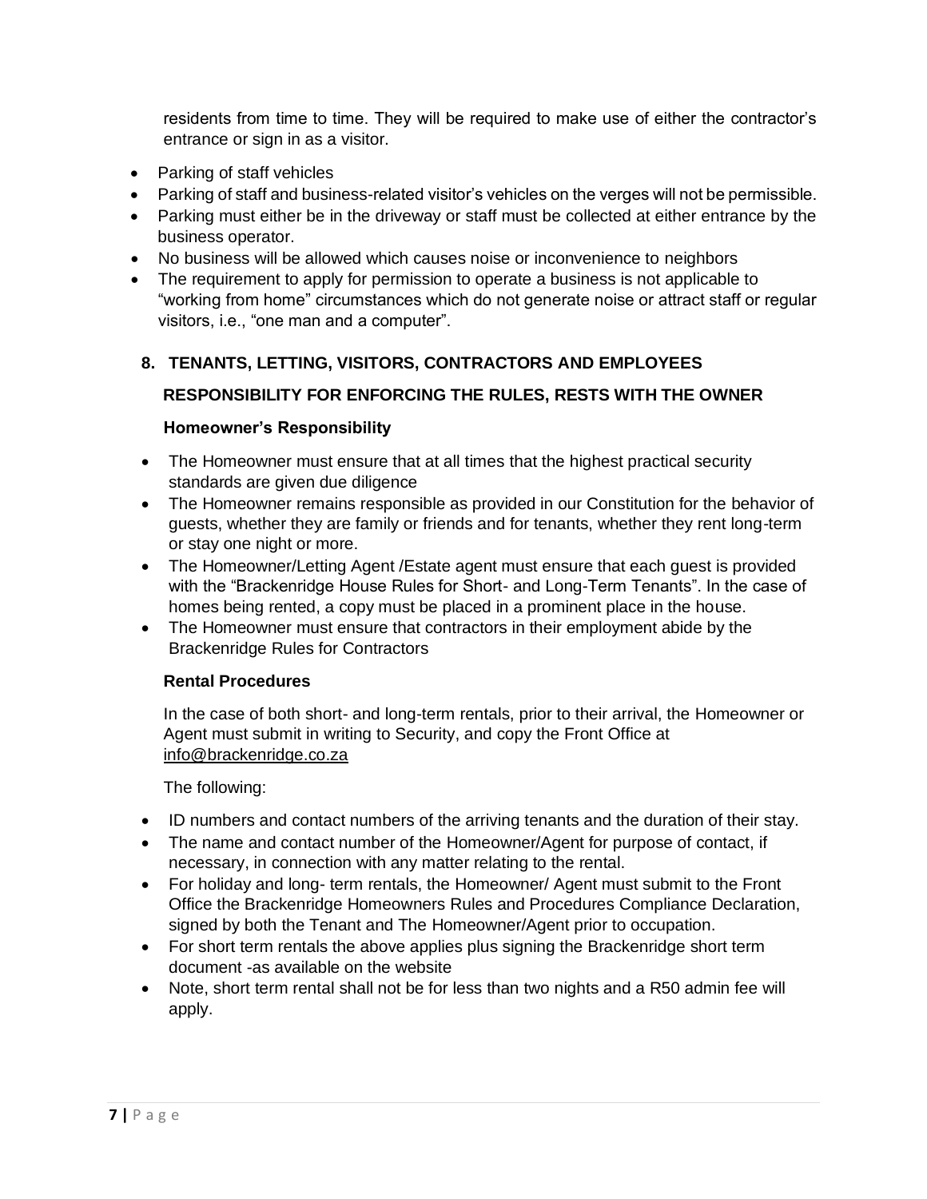residents from time to time. They will be required to make use of either the contractor's entrance or sign in as a visitor.

- Parking of staff vehicles
- Parking of staff and business-related visitor's vehicles on the verges will not be permissible.
- Parking must either be in the driveway or staff must be collected at either entrance by the business operator.
- No business will be allowed which causes noise or inconvenience to neighbors
- The requirement to apply for permission to operate a business is not applicable to "working from home" circumstances which do not generate noise or attract staff or regular visitors, i.e., "one man and a computer".

## 8. TENANTS, LETTING, VISITORS, CONTRACTORS AND EMPLOYEES

### RESPONSIBILITY FOR ENFORCING THE RULES, RESTS WITH THE OWNER

#### Homeowner's Responsibility

- The Homeowner must ensure that at all times that the highest practical security standards are given due diligence
- The Homeowner remains responsible as provided in our Constitution for the behavior of guests, whether they are family or friends and for tenants, whether they rent long-term or stay one night or more.
- The Homeowner/Letting Agent /Estate agent must ensure that each guest is provided with the "Brackenridge House Rules for Short- and Long-Term Tenants". In the case of homes being rented, a copy must be placed in a prominent place in the house.
- The Homeowner must ensure that contractors in their employment abide by the Brackenridge Rules for Contractors

#### Rental Procedures

In the case of both short- and long-term rentals, prior to their arrival, the Homeowner or Agent must submit in writing to Security, and copy the Front Office at info@brackenridge.co.za

The following:

- ID numbers and contact numbers of the arriving tenants and the duration of their stay.
- The name and contact number of the Homeowner/Agent for purpose of contact, if necessary, in connection with any matter relating to the rental.
- For holiday and long- term rentals, the Homeowner/ Agent must submit to the Front Office the Brackenridge Homeowners Rules and Procedures Compliance Declaration, signed by both the Tenant and The Homeowner/Agent prior to occupation.
- For short term rentals the above applies plus signing the Brackenridge short term document -as available on the website
- Note, short term rental shall not be for less than two nights and a R50 admin fee will apply.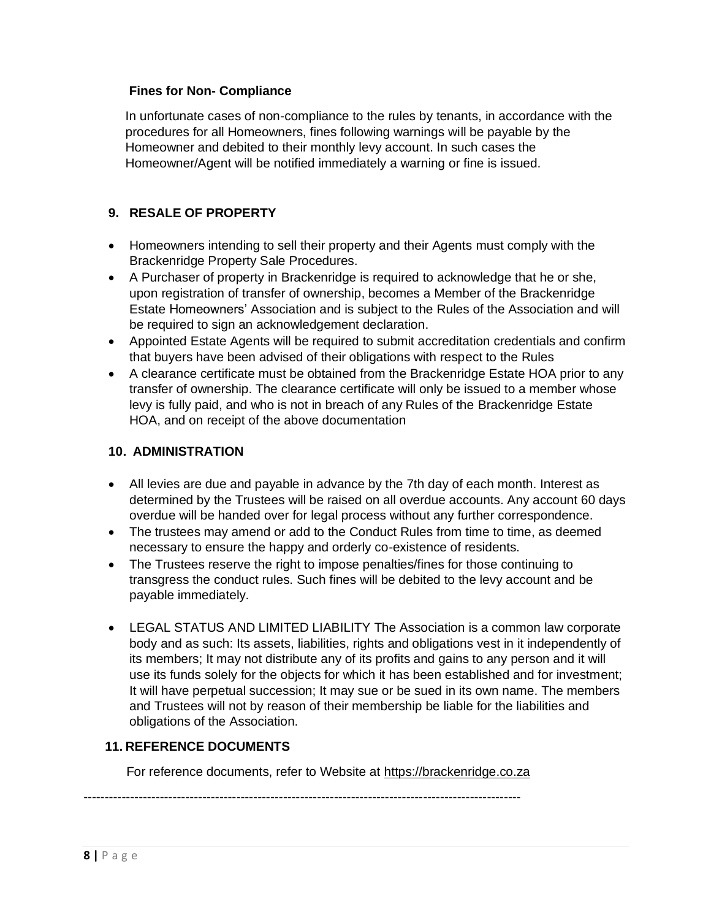**Fines for Non- Compliance**

In unfortunate cases of non-compliance to the rules by tenants, in accordance with the procedures for all Homeowners, fines following warnings will be payable by the Homeowner and debited to their monthly levy account. In such cases the Homeowner/Agent will be notified immediately a warning or fine is issued.

## 9. RESALE OF PROPERTY

- Homeowners intending to sell their property and their Agents must comply with the Brackenridge Property Sale Procedures.
- A Purchaser of property in Brackenridge is required to acknowledge that he or she, upon registration of transfer of ownership, becomes a Member of the Brackenridge Estate Homeowners' Association and is subject to the Rules of the Association and will be required to sign an acknowledgement declaration.
- Appointed Estate Agents will be required to submit accreditation credentials and confirm that buyers have been advised of their obligations with respect to the Rules
- A clearance certificate must be obtained from the Brackenridge Estate HOA prior to any transfer of ownership. The clearance certificate will only be issued to a member whose levy is fully paid, and who is not in breach of any Rules of the Brackenridge Estate HOA, and on receipt of the above documentation

## 10. ADMINISTRATION

- All levies are due and payable in advance by the 7th day of each month. Interest as determined by the Trustees will be raised on all overdue accounts. Any account 60 days overdue will be handed over for legal process without any further correspondence.
- The trustees may amend or add to the Conduct Rules from time to time, as deemed necessary to ensure the happy and orderly co-existence of residents.
- The Trustees reserve the right to impose penalties/fines for those continuing to transgress the conduct rules. Such fines will be debited to the levy account and be payable immediately.

- LEGAL STATUS AND LIMITED LIABILITY The Association is a common law corporate body and as such: Its assets, liabilities, rights and obligations vest in it independently of its members; It may not distribute any of its profits and gains to any person and it will use its funds solely for the objects for which it has been established and for investment; It will have perpetual succession; It may sue or be sued in its own name. The members and Trustees will not by reason of their membership be liable for the liabilities and obligations of the Association.

## 11. REFERENCE DOCUMENTS

For reference documents, refer to Website at https://brackenridge.co.za

---